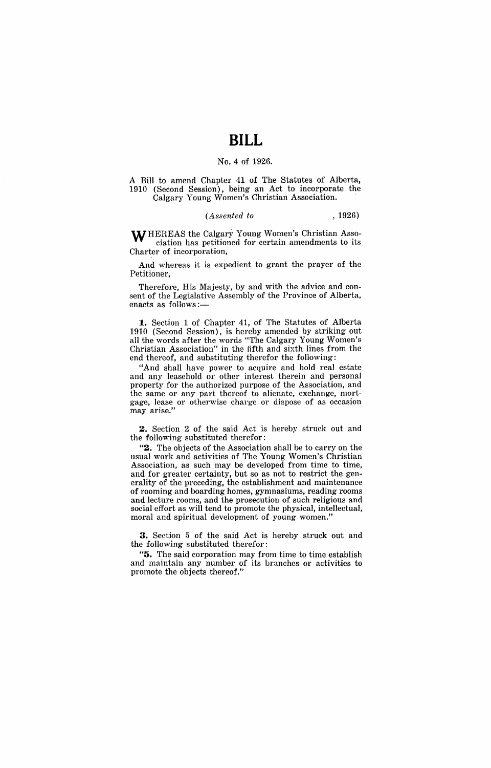# BILL

No. 4 of 1926.

A Bill to amend Chapter 41 of The Statutes of Alberta, 1910 (Second Session), being an Act to incorporate the Calgary Young Women's Christian Association.

*(Assented to , 1926)*

WHEREAS the Calgary Young Women's Christian Association has petitioned for certain amendments to its Charter of incorporation,

And whereas it is expedient to grant the prayer of the Petitioner,

Therefore, His Majesty, by and with the advice and consent of the Legislative Assembly of the Province of Alberta, enacts as follows:—

**1.** Section 1 of Chapter 41, of The Statutes of Alberta 1910 (Second Session), is hereby amended by striking out all the words after the words "The Calgary Young Women's Christian Association" in the fifth and sixth lines from the end thereof, and substituting therefor the following:

"And shall have power to acquire and hold real estate and any leasehold or other interest therein and personal property for the authorized purpose of the Association, and the same or any part thereof to alienate, exchange, mortgage, lease or otherwise charge or dispose of as occasion may arise."

**2.** Section 2 of the said Act is hereby struck out and the following substituted therefor:

"**2.** The objects of the Association shall be to carry on the usual work and activities of The Young Women's Christian Association, as such may be developed from time to time, and for greater certainty, but so as not to restrict the generality of the preceding, the establishment and maintenance of rooming and boarding homes, gymnasiums, reading rooms and lecture rooms, and the prosecution of such religious and social effort as will tend to promote the physical, intellectual, moral and spiritual development of young women."

**3.** Section 5 of the said Act is hereby struck out and the following substituted therefor:

"**5.** The said corporation may from time to time establish and maintain any number of its branches or activities to promote the objects thereof."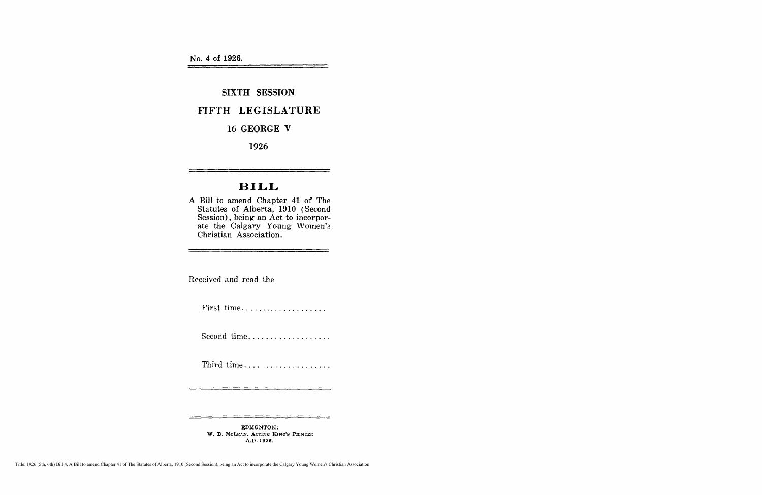No. 4 of 1926.

# SIXTH SESSION

# FIFTH LEGISLATURE

## 16 GEORGE V

## 1926

# BILL

A Bill to amend Chapter 41 of The Statutes of Alberta, 1910 (Second Session), being an Act to incorporate the Calgary Young Women's Christian Association.

Received and read the

First time....................

Second time..................

Third time.... ...............

EDMONTON:
W. D. McLEAN, ACTING KING'S PRINTER
A.D. 1926.

Title: 1926 (5th, 6th) Bill 4, A Bill to amend Chapter 41 of The Statutes of Alberta, 1910 (Second Session), being an Act to incorporate the Calgary Young Women's Christian Association